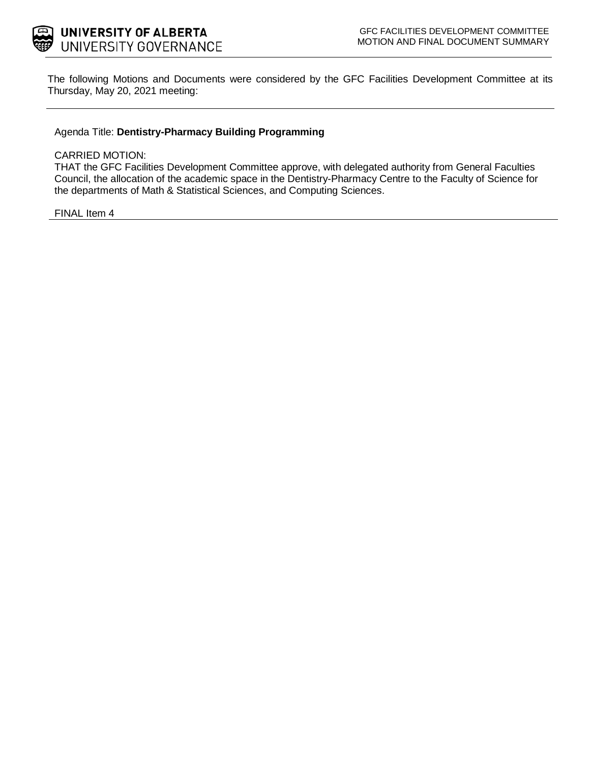**UNIVERSITY OF ALBERTA**
UNIVERSITY GOVERNANCE

GFC FACILITIES DEVELOPMENT COMMITTEE
MOTION AND FINAL DOCUMENT SUMMARY

The following Motions and Documents were considered by the GFC Facilities Development Committee at its Thursday, May 20, 2021 meeting:

---

Agenda Title: **Dentistry-Pharmacy Building Programming**

CARRIED MOTION:
THAT the GFC Facilities Development Committee approve, with delegated authority from General Faculties Council, the allocation of the academic space in the Dentistry-Pharmacy Centre to the Faculty of Science for the departments of Math & Statistical Sciences, and Computing Sciences.

FINAL Item 4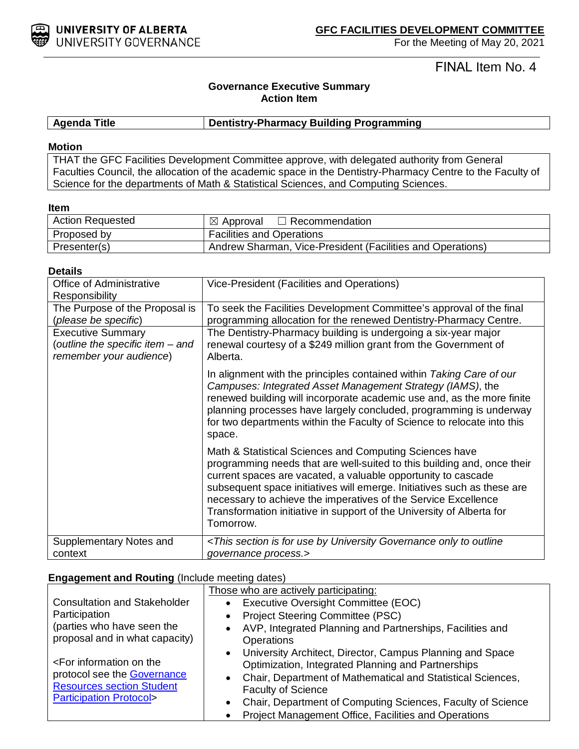**GFC FACILITIES DEVELOPMENT COMMITTEE**
For the Meeting of May 20, 2021

FINAL Item No. 4

**Governance Executive Summary**
**Action Item**

| **Agenda Title** | **Dentistry-Pharmacy Building Programming** |
|---|---|

**Motion**

| THAT the GFC Facilities Development Committee approve, with delegated authority from General Faculties Council, the allocation of the academic space in the Dentistry-Pharmacy Centre to the Faculty of Science for the departments of Math & Statistical Sciences, and Computing Sciences. |
|---|

**Item**

| | |
|---|---|
| Action Requested | ☒ Approval ☐ Recommendation |
| Proposed by | Facilities and Operations |
| Presenter(s) | Andrew Sharman, Vice-President (Facilities and Operations) |

**Details**

| | |
|---|---|
| Office of Administrative Responsibility | Vice-President (Facilities and Operations) |
| The Purpose of the Proposal is (*please be specific*) | To seek the Facilities Development Committee's approval of the final programming allocation for the renewed Dentistry-Pharmacy Centre. |
| Executive Summary (*outline the specific item – and remember your audience*) | The Dentistry-Pharmacy building is undergoing a six-year major renewal courtesy of a $249 million grant from the Government of Alberta.<br><br>In alignment with the principles contained within *Taking Care of our Campuses: Integrated Asset Management Strategy (IAMS)*, the renewed building will incorporate academic use and, as the more finite planning processes have largely concluded, programming is underway for two departments within the Faculty of Science to relocate into this space.<br><br>Math & Statistical Sciences and Computing Sciences have programming needs that are well-suited to this building and, once their current spaces are vacated, a valuable opportunity to cascade subsequent space initiatives will emerge. Initiatives such as these are necessary to achieve the imperatives of the Service Excellence Transformation initiative in support of the University of Alberta for Tomorrow. |
| Supplementary Notes and context | *<This section is for use by University Governance only to outline governance process.>* |

**Engagement and Routing** (Include meeting dates)

| | |
|---|---|
| Consultation and Stakeholder Participation (parties who have seen the proposal and in what capacity)<br><br><For information on the protocol see the Governance Resources section Student Participation Protocol> | Those who are actively participating:<br>• Executive Oversight Committee (EOC)<br>• Project Steering Committee (PSC)<br>• AVP, Integrated Planning and Partnerships, Facilities and Operations<br>• University Architect, Director, Campus Planning and Space Optimization, Integrated Planning and Partnerships<br>• Chair, Department of Mathematical and Statistical Sciences, Faculty of Science<br>• Chair, Department of Computing Sciences, Faculty of Science<br>• Project Management Office, Facilities and Operations |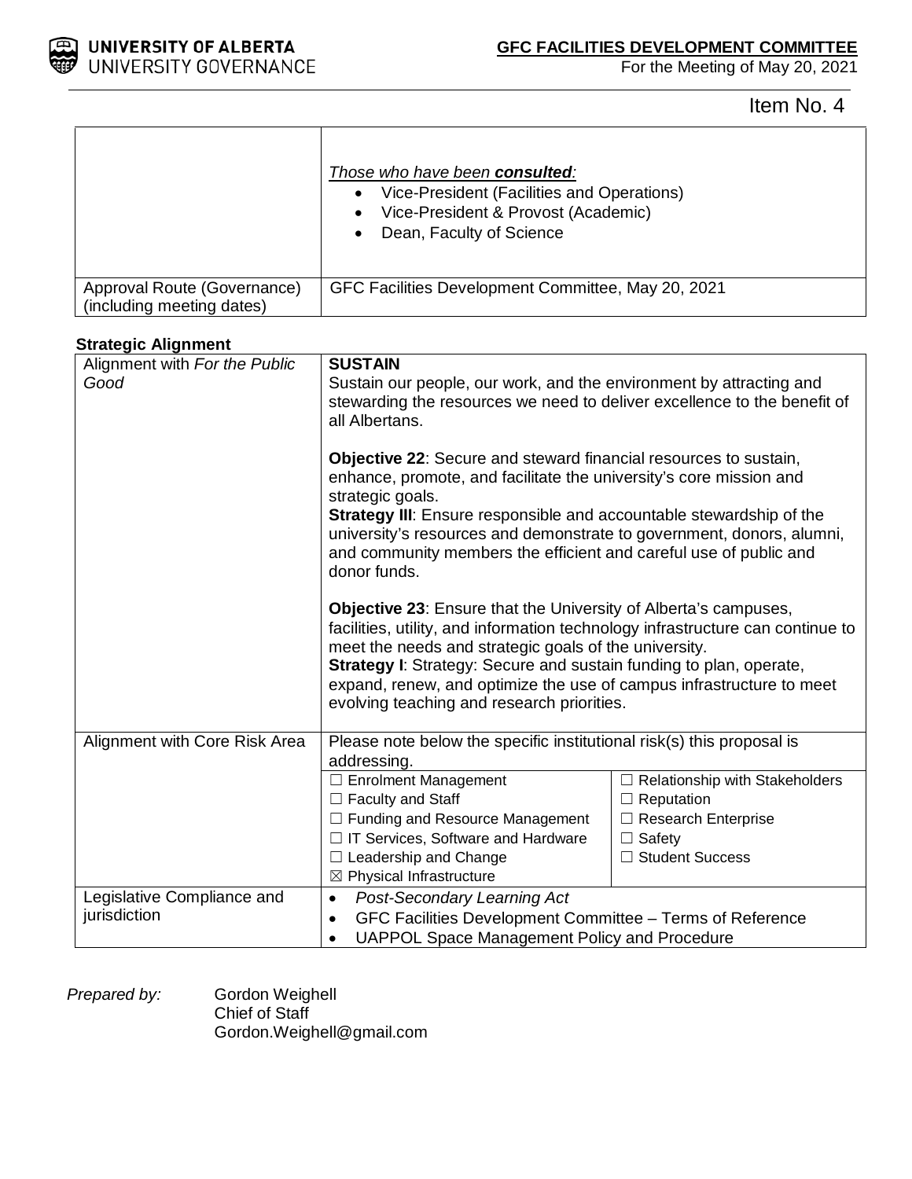Item No. 4

| | |
|---|---|
| | *Those who have been* ***consulted****:*<br>• Vice-President (Facilities and Operations)<br>• Vice-President & Provost (Academic)<br>• Dean, Faculty of Science |
| Approval Route (Governance) (including meeting dates) | GFC Facilities Development Committee, May 20, 2021 |

**Strategic Alignment**

| | | |
|---|---|---|
| Alignment with *For the Public Good* | **SUSTAIN**<br>Sustain our people, our work, and the environment by attracting and stewarding the resources we need to deliver excellence to the benefit of all Albertans.<br><br>**Objective 22**: Secure and steward financial resources to sustain, enhance, promote, and facilitate the university's core mission and strategic goals.<br>**Strategy III**: Ensure responsible and accountable stewardship of the university's resources and demonstrate to government, donors, alumni, and community members the efficient and careful use of public and donor funds.<br><br>**Objective 23**: Ensure that the University of Alberta's campuses, facilities, utility, and information technology infrastructure can continue to meet the needs and strategic goals of the university.<br>**Strategy I**: Strategy: Secure and sustain funding to plan, operate, expand, renew, and optimize the use of campus infrastructure to meet evolving teaching and research priorities. | |
| Alignment with Core Risk Area | Please note below the specific institutional risk(s) this proposal is addressing. | |
| | ☐ Enrolment Management<br>☐ Faculty and Staff<br>☐ Funding and Resource Management<br>☐ IT Services, Software and Hardware<br>☐ Leadership and Change<br>☒ Physical Infrastructure | ☐ Relationship with Stakeholders<br>☐ Reputation<br>☐ Research Enterprise<br>☐ Safety<br>☐ Student Success |
| Legislative Compliance and jurisdiction | • *Post-Secondary Learning Act*<br>• GFC Facilities Development Committee – Terms of Reference<br>• UAPPOL Space Management Policy and Procedure | |

*Prepared by:* Gordon Weighell
Chief of Staff
Gordon.Weighell@gmail.com